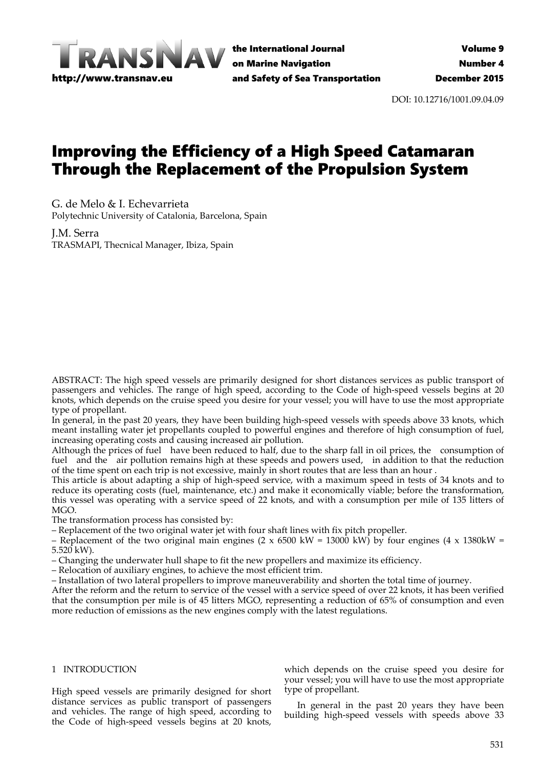DOI: 10.12716/1001.09.04.09

# Improving the Efficiency of a High Speed Catamaran Through the Replacement of the Propulsion System

G. de Melo & I. Echevarrieta
Polytechnic University of Catalonia, Barcelona, Spain

J.M. Serra
TRASMAPI, Thecnical Manager, Ibiza, Spain

ABSTRACT: The high speed vessels are primarily designed for short distances services as public transport of passengers and vehicles. The range of high speed, according to the Code of high-speed vessels begins at 20 knots, which depends on the cruise speed you desire for your vessel; you will have to use the most appropriate type of propellant.

In general, in the past 20 years, they have been building high-speed vessels with speeds above 33 knots, which meant installing water jet propellants coupled to powerful engines and therefore of high consumption of fuel, increasing operating costs and causing increased air pollution.

Although the prices of fuel have been reduced to half, due to the sharp fall in oil prices, the consumption of fuel and the air pollution remains high at these speeds and powers used, in addition to that the reduction of the time spent on each trip is not excessive, mainly in short routes that are less than an hour .

This article is about adapting a ship of high-speed service, with a maximum speed in tests of 34 knots and to reduce its operating costs (fuel, maintenance, etc.) and make it economically viable; before the transformation, this vessel was operating with a service speed of 22 knots, and with a consumption per mile of 135 litters of MGO.

The transformation process has consisted by:

- Replacement of the two original water jet with four shaft lines with fix pitch propeller.
- Replacement of the two original main engines (2 x 6500 kW = 13000 kW) by four engines (4 x 1380kW = 5.520 kW).
- Changing the underwater hull shape to fit the new propellers and maximize its efficiency.
- Relocation of auxiliary engines, to achieve the most efficient trim.
- Installation of two lateral propellers to improve maneuverability and shorten the total time of journey.

After the reform and the return to service of the vessel with a service speed of over 22 knots, it has been verified that the consumption per mile is of 45 litters MGO, representing a reduction of 65% of consumption and even more reduction of emissions as the new engines comply with the latest regulations.

## 1 INTRODUCTION

High speed vessels are primarily designed for short distance services as public transport of passengers and vehicles. The range of high speed, according to the Code of high-speed vessels begins at 20 knots, which depends on the cruise speed you desire for your vessel; you will have to use the most appropriate type of propellant.

In general in the past 20 years they have been building high-speed vessels with speeds above 33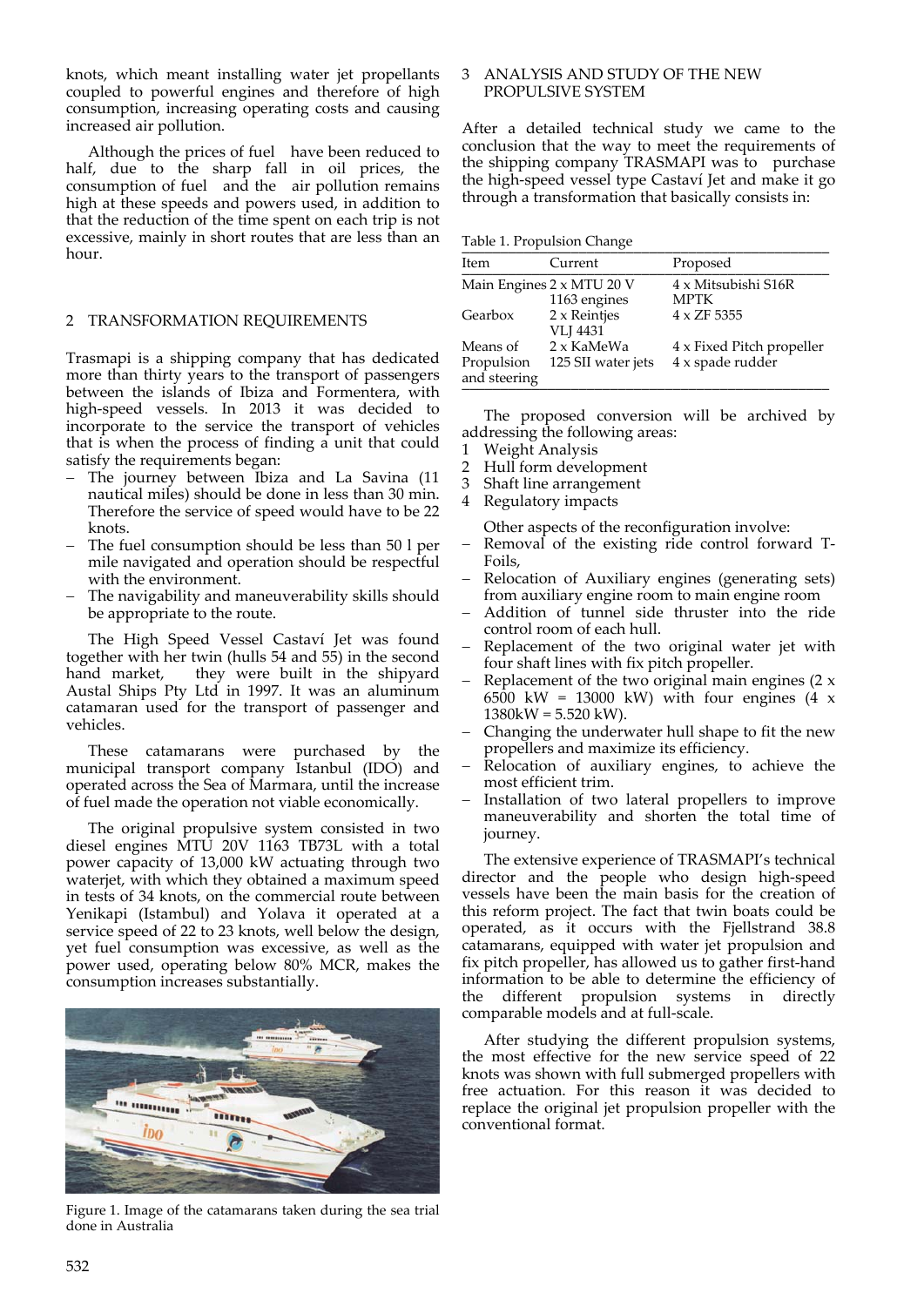knots, which meant installing water jet propellants coupled to powerful engines and therefore of high consumption, increasing operating costs and causing increased air pollution.

Although the prices of fuel have been reduced to half, due to the sharp fall in oil prices, the consumption of fuel and the air pollution remains high at these speeds and powers used, in addition to that the reduction of the time spent on each trip is not excessive, mainly in short routes that are less than an hour.

## 2 TRANSFORMATION REQUIREMENTS

Trasmapi is a shipping company that has dedicated more than thirty years to the transport of passengers between the islands of Ibiza and Formentera, with high-speed vessels. In 2013 it was decided to incorporate to the service the transport of vehicles that is when the process of finding a unit that could satisfy the requirements began:

- The journey between Ibiza and La Savina (11 nautical miles) should be done in less than 30 min. Therefore the service of speed would have to be 22 knots.
- The fuel consumption should be less than 50 l per mile navigated and operation should be respectful with the environment.
- The navigability and maneuverability skills should be appropriate to the route.

The High Speed Vessel Castaví Jet was found together with her twin (hulls 54 and 55) in the second hand market, they were built in the shipyard Austal Ships Pty Ltd in 1997. It was an aluminum catamaran used for the transport of passenger and vehicles.

These catamarans were purchased by the municipal transport company Istanbul (IDO) and operated across the Sea of Marmara, until the increase of fuel made the operation not viable economically.

The original propulsive system consisted in two diesel engines MTU 20V 1163 TB73L with a total power capacity of 13,000 kW actuating through two waterjet, with which they obtained a maximum speed in tests of 34 knots, on the commercial route between Yenikapi (Istambul) and Yolava it operated at a service speed of 22 to 23 knots, well below the design, yet fuel consumption was excessive, as well as the power used, operating below 80% MCR, makes the consumption increases substantially.

Figure 1. Image of the catamarans taken during the sea trial done in Australia

## 3 ANALYSIS AND STUDY OF THE NEW PROPULSIVE SYSTEM

After a detailed technical study we came to the conclusion that the way to meet the requirements of the shipping company TRASMAPI was to purchase the high-speed vessel type Castaví Jet and make it go through a transformation that basically consists in:

Table 1. Propulsion Change

| Item | Current | Proposed |
|---|---|---|
| Main Engines | 2 x MTU 20 V 1163 engines | 4 x Mitsubishi S16R MPTK |
| Gearbox | 2 x Reintjes VLJ 4431 | 4 x ZF 5355 |
| Means of Propulsion and steering | 2 x KaMeWa 125 SII water jets | 4 x Fixed Pitch propeller 4 x spade rudder |

The proposed conversion will be archived by addressing the following areas:

1. Weight Analysis
2. Hull form development
3. Shaft line arrangement
4. Regulatory impacts

Other aspects of the reconfiguration involve:

- Removal of the existing ride control forward T-Foils,
- Relocation of Auxiliary engines (generating sets) from auxiliary engine room to main engine room
- Addition of tunnel side thruster into the ride control room of each hull.
- Replacement of the two original water jet with four shaft lines with fix pitch propeller.
- Replacement of the two original main engines (2 x 6500 kW = 13000 kW) with four engines (4 x 1380kW = 5.520 kW).
- Changing the underwater hull shape to fit the new propellers and maximize its efficiency.
- Relocation of auxiliary engines, to achieve the most efficient trim.
- Installation of two lateral propellers to improve maneuverability and shorten the total time of journey.

The extensive experience of TRASMAPI's technical director and the people who design high-speed vessels have been the main basis for the creation of this reform project. The fact that twin boats could be operated, as it occurs with the Fjellstrand 38.8 catamarans, equipped with water jet propulsion and fix pitch propeller, has allowed us to gather first-hand information to be able to determine the efficiency of the different propulsion systems in directly comparable models and at full-scale.

After studying the different propulsion systems, the most effective for the new service speed of 22 knots was shown with full submerged propellers with free actuation. For this reason it was decided to replace the original jet propulsion propeller with the conventional format.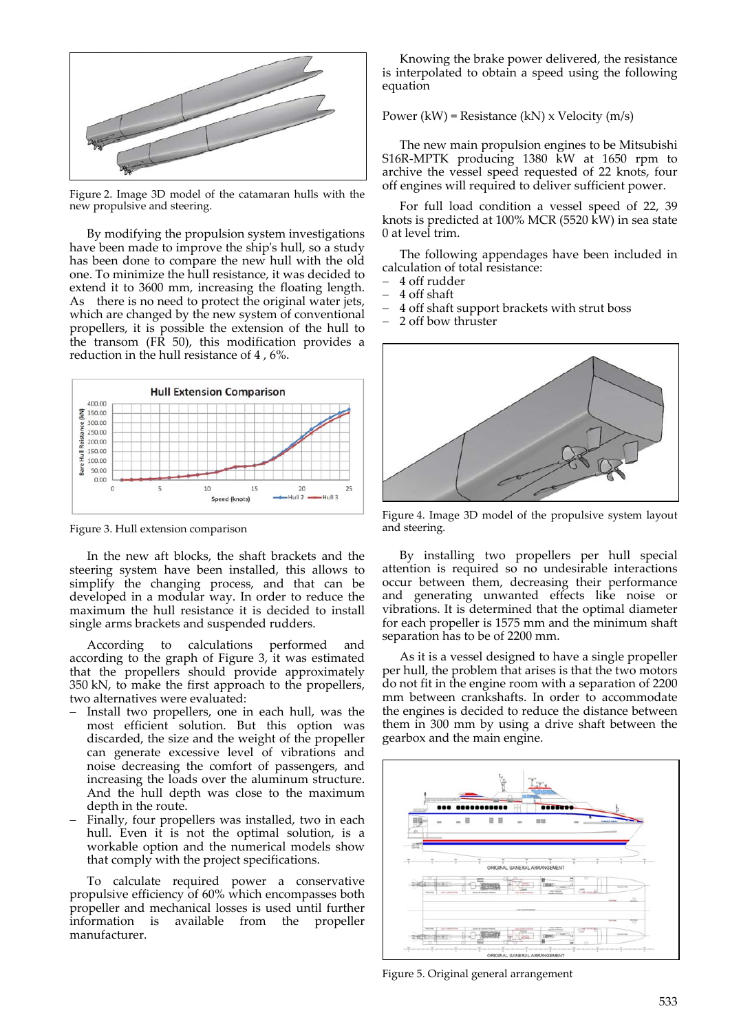Figure 2. Image 3D model of the catamaran hulls with the new propulsive and steering.

By modifying the propulsion system investigations have been made to improve the ship's hull, so a study has been done to compare the new hull with the old one. To minimize the hull resistance, it was decided to extend it to 3600 mm, increasing the floating length. As there is no need to protect the original water jets, which are changed by the new system of conventional propellers, it is possible the extension of the hull to the transom (FR 50), this modification provides a reduction in the hull resistance of 4 , 6%.

Figure 3. Hull extension comparison

In the new aft blocks, the shaft brackets and the steering system have been installed, this allows to simplify the changing process, and that can be developed in a modular way. In order to reduce the maximum the hull resistance it is decided to install single arms brackets and suspended rudders.

According to calculations performed and according to the graph of Figure 3, it was estimated that the propellers should provide approximately 350 kN, to make the first approach to the propellers, two alternatives were evaluated:

- Install two propellers, one in each hull, was the most efficient solution. But this option was discarded, the size and the weight of the propeller can generate excessive level of vibrations and noise decreasing the comfort of passengers, and increasing the loads over the aluminum structure. And the hull depth was close to the maximum depth in the route.
- Finally, four propellers was installed, two in each hull. Even it is not the optimal solution, is a workable option and the numerical models show that comply with the project specifications.

To calculate required power a conservative propulsive efficiency of 60% which encompasses both propeller and mechanical losses is used until further information is available from the propeller manufacturer.

Knowing the brake power delivered, the resistance is interpolated to obtain a speed using the following equation

Power (kW) = Resistance (kN) x Velocity (m/s)

The new main propulsion engines to be Mitsubishi S16R-MPTK producing 1380 kW at 1650 rpm to archive the vessel speed requested of 22 knots, four off engines will required to deliver sufficient power.

For full load condition a vessel speed of 22, 39 knots is predicted at 100% MCR (5520 kW) in sea state 0 at level trim.

The following appendages have been included in calculation of total resistance:

- 4 off rudder
- 4 off shaft
- 4 off shaft support brackets with strut boss
- 2 off bow thruster

Figure 4. Image 3D model of the propulsive system layout and steering.

By installing two propellers per hull special attention is required so no undesirable interactions occur between them, decreasing their performance and generating unwanted effects like noise or vibrations. It is determined that the optimal diameter for each propeller is 1575 mm and the minimum shaft separation has to be of 2200 mm.

As it is a vessel designed to have a single propeller per hull, the problem that arises is that the two motors do not fit in the engine room with a separation of 2200 mm between crankshafts. In order to accommodate the engines is decided to reduce the distance between them in 300 mm by using a drive shaft between the gearbox and the main engine.

Figure 5. Original general arrangement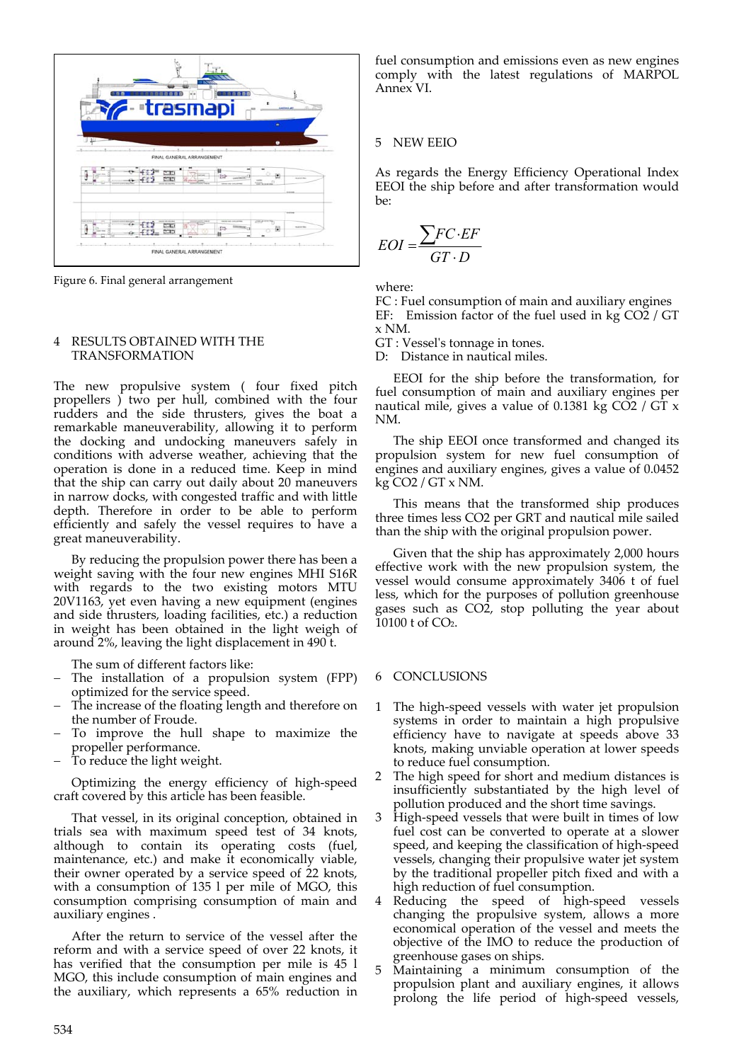Figure 6. Final general arrangement

## 4 RESULTS OBTAINED WITH THE TRANSFORMATION

The new propulsive system ( four fixed pitch propellers ) two per hull, combined with the four rudders and the side thrusters, gives the boat a remarkable maneuverability, allowing it to perform the docking and undocking maneuvers safely in conditions with adverse weather, achieving that the operation is done in a reduced time. Keep in mind that the ship can carry out daily about 20 maneuvers in narrow docks, with congested traffic and with little depth. Therefore in order to be able to perform efficiently and safely the vessel requires to have a great maneuverability.

By reducing the propulsion power there has been a weight saving with the four new engines MHI S16R with regards to the two existing motors MTU 20V1163, yet even having a new equipment (engines and side thrusters, loading facilities, etc.) a reduction in weight has been obtained in the light weigh of around 2%, leaving the light displacement in 490 t.

The sum of different factors like:

- The installation of a propulsion system (FPP) optimized for the service speed.
- The increase of the floating length and therefore on the number of Froude.
- To improve the hull shape to maximize the propeller performance.
- To reduce the light weight.

Optimizing the energy efficiency of high-speed craft covered by this article has been feasible.

That vessel, in its original conception, obtained in trials sea with maximum speed test of 34 knots, although to contain its operating costs (fuel, maintenance, etc.) and make it economically viable, their owner operated by a service speed of 22 knots, with a consumption of 135 l per mile of MGO, this consumption comprising consumption of main and auxiliary engines .

After the return to service of the vessel after the reform and with a service speed of over 22 knots, it has verified that the consumption per mile is 45 l MGO, this include consumption of main engines and the auxiliary, which represents a 65% reduction in fuel consumption and emissions even as new engines comply with the latest regulations of MARPOL Annex VI.

## 5 NEW EEIO

As regards the Energy Efficiency Operational Index EEOI the ship before and after transformation would be:

$$EOI = \frac{\sum FC \cdot EF}{GT \cdot D}$$

where:
FC : Fuel consumption of main and auxiliary engines
EF: Emission factor of the fuel used in kg $CO_2$ / GT x NM.
GT : Vessel's tonnage in tones.
D: Distance in nautical miles.

EEOI for the ship before the transformation, for fuel consumption of main and auxiliary engines per nautical mile, gives a value of 0.1381 kg $CO_2$ / GT x NM.

The ship EEOI once transformed and changed its propulsion system for new fuel consumption of engines and auxiliary engines, gives a value of 0.0452 kg $CO_2$ / GT x NM.

This means that the transformed ship produces three times less $CO_2$ per GRT and nautical mile sailed than the ship with the original propulsion power.

Given that the ship has approximately 2,000 hours effective work with the new propulsion system, the vessel would consume approximately 3406 t of fuel less, which for the purposes of pollution greenhouse gases such as $CO_2$, stop polluting the year about 10100 t of $CO_2$.

## 6 CONCLUSIONS

1. The high-speed vessels with water jet propulsion systems in order to maintain a high propulsive efficiency have to navigate at speeds above 33 knots, making unviable operation at lower speeds to reduce fuel consumption.
2. The high speed for short and medium distances is insufficiently substantiated by the high level of pollution produced and the short time savings.
3. High-speed vessels that were built in times of low fuel cost can be converted to operate at a slower speed, and keeping the classification of high-speed vessels, changing their propulsive water jet system by the traditional propeller pitch fixed and with a high reduction of fuel consumption.
4. Reducing the speed of high-speed vessels changing the propulsive system, allows a more economical operation of the vessel and meets the objective of the IMO to reduce the production of greenhouse gases on ships.
5. Maintaining a minimum consumption of the propulsion plant and auxiliary engines, it allows prolong the life period of high-speed vessels,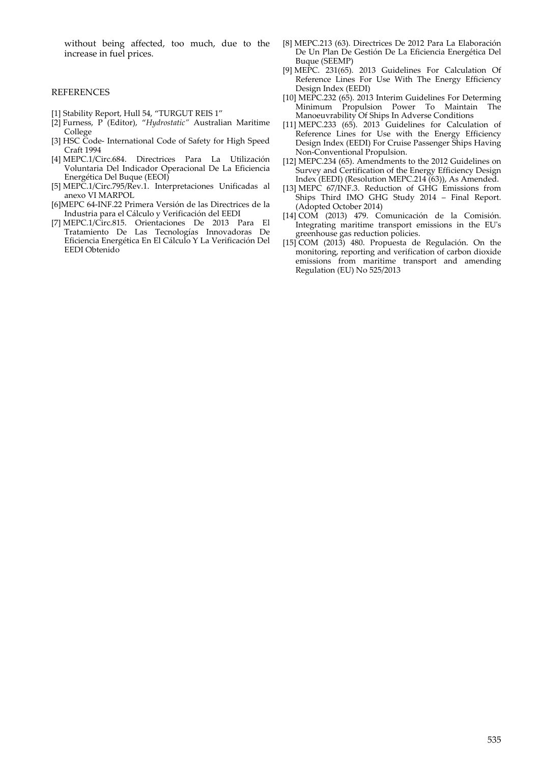without being affected, too much, due to the increase in fuel prices.

## REFERENCES

[1] Stability Report, Hull 54, "TURGUT REIS 1"

[2] Furness, P (Editor), "*Hydrostatic"* Australian Maritime College

[3] HSC Code- International Code of Safety for High Speed Craft 1994

[4] MEPC.1/Circ.684. Directrices Para La Utilización Voluntaria Del Indicador Operacional De La Eficiencia Energética Del Buque (EEOI)

[5] MEPC.1/Circ.795/Rev.1. Interpretaciones Unificadas al anexo VI MARPOL

[6]MEPC 64-INF.22 Primera Versión de las Directrices de la Industria para el Cálculo y Verificación del EEDI

[7] MEPC.1/Circ.815. Orientaciones De 2013 Para El Tratamiento De Las Tecnologías Innovadoras De Eficiencia Energética En El Cálculo Y La Verificación Del EEDI Obtenido

[8] MEPC.213 (63). Directrices De 2012 Para La Elaboración De Un Plan De Gestión De La Eficiencia Energética Del Buque (SEEMP)

[9] MEPC. 231(65). 2013 Guidelines For Calculation Of Reference Lines For Use With The Energy Efficiency Design Index (EEDI)

[10] MEPC.232 (65). 2013 Interim Guidelines For Determing Minimum Propulsion Power To Maintain The Manoeuvrability Of Ships In Adverse Conditions

[11] MEPC.233 (65). 2013 Guidelines for Calculation of Reference Lines for Use with the Energy Efficiency Design Index (EEDI) For Cruise Passenger Ships Having Non-Conventional Propulsion.

[12] MEPC.234 (65). Amendments to the 2012 Guidelines on Survey and Certification of the Energy Efficiency Design Index (EEDI) (Resolution MEPC.214 (63)), As Amended.

[13] MEPC 67/INF.3. Reduction of GHG Emissions from Ships Third IMO GHG Study 2014 – Final Report. (Adopted October 2014)

[14] COM (2013) 479. Comunicación de la Comisión. Integrating maritime transport emissions in the EU's greenhouse gas reduction policies.

[15] COM (2013) 480. Propuesta de Regulación. On the monitoring, reporting and verification of carbon dioxide emissions from maritime transport and amending Regulation (EU) No 525/2013